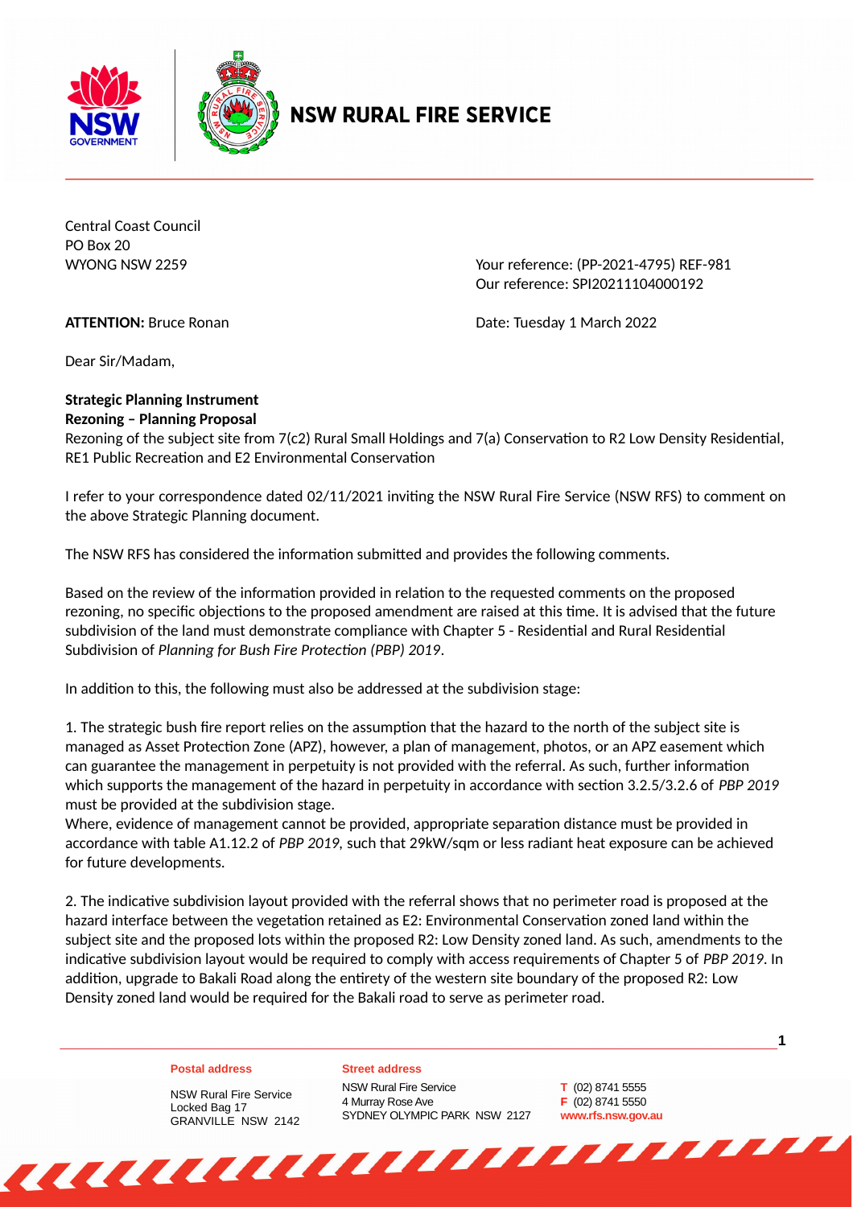NSW RURAL FIRE SERVICE

Central Coast Council
PO Box 20
WYONG NSW 2259

Your reference: (PP-2021-4795) REF-981
Our reference: SPI20211104000192

**ATTENTION:** Bruce Ronan

Date: Tuesday 1 March 2022

Dear Sir/Madam,

**Strategic Planning Instrument**
**Rezoning – Planning Proposal**
Rezoning of the subject site from 7(c2) Rural Small Holdings and 7(a) Conservation to R2 Low Density Residential, RE1 Public Recreation and E2 Environmental Conservation

I refer to your correspondence dated 02/11/2021 inviting the NSW Rural Fire Service (NSW RFS) to comment on the above Strategic Planning document.

The NSW RFS has considered the information submitted and provides the following comments.

Based on the review of the information provided in relation to the requested comments on the proposed rezoning, no specific objections to the proposed amendment are raised at this time. It is advised that the future subdivision of the land must demonstrate compliance with Chapter 5 - Residential and Rural Residential Subdivision of *Planning for Bush Fire Protection (PBP) 2019*.

In addition to this, the following must also be addressed at the subdivision stage:

1. The strategic bush fire report relies on the assumption that the hazard to the north of the subject site is managed as Asset Protection Zone (APZ), however, a plan of management, photos, or an APZ easement which can guarantee the management in perpetuity is not provided with the referral. As such, further information which supports the management of the hazard in perpetuity in accordance with section 3.2.5/3.2.6 of *PBP 2019* must be provided at the subdivision stage.
Where, evidence of management cannot be provided, appropriate separation distance must be provided in accordance with table A1.12.2 of *PBP 2019*, such that 29kW/sqm or less radiant heat exposure can be achieved for future developments.

2. The indicative subdivision layout provided with the referral shows that no perimeter road is proposed at the hazard interface between the vegetation retained as E2: Environmental Conservation zoned land within the subject site and the proposed lots within the proposed R2: Low Density zoned land. As such, amendments to the indicative subdivision layout would be required to comply with access requirements of Chapter 5 of *PBP 2019*. In addition, upgrade to Bakali Road along the entirety of the western site boundary of the proposed R2: Low Density zoned land would be required for the Bakali road to serve as perimeter road.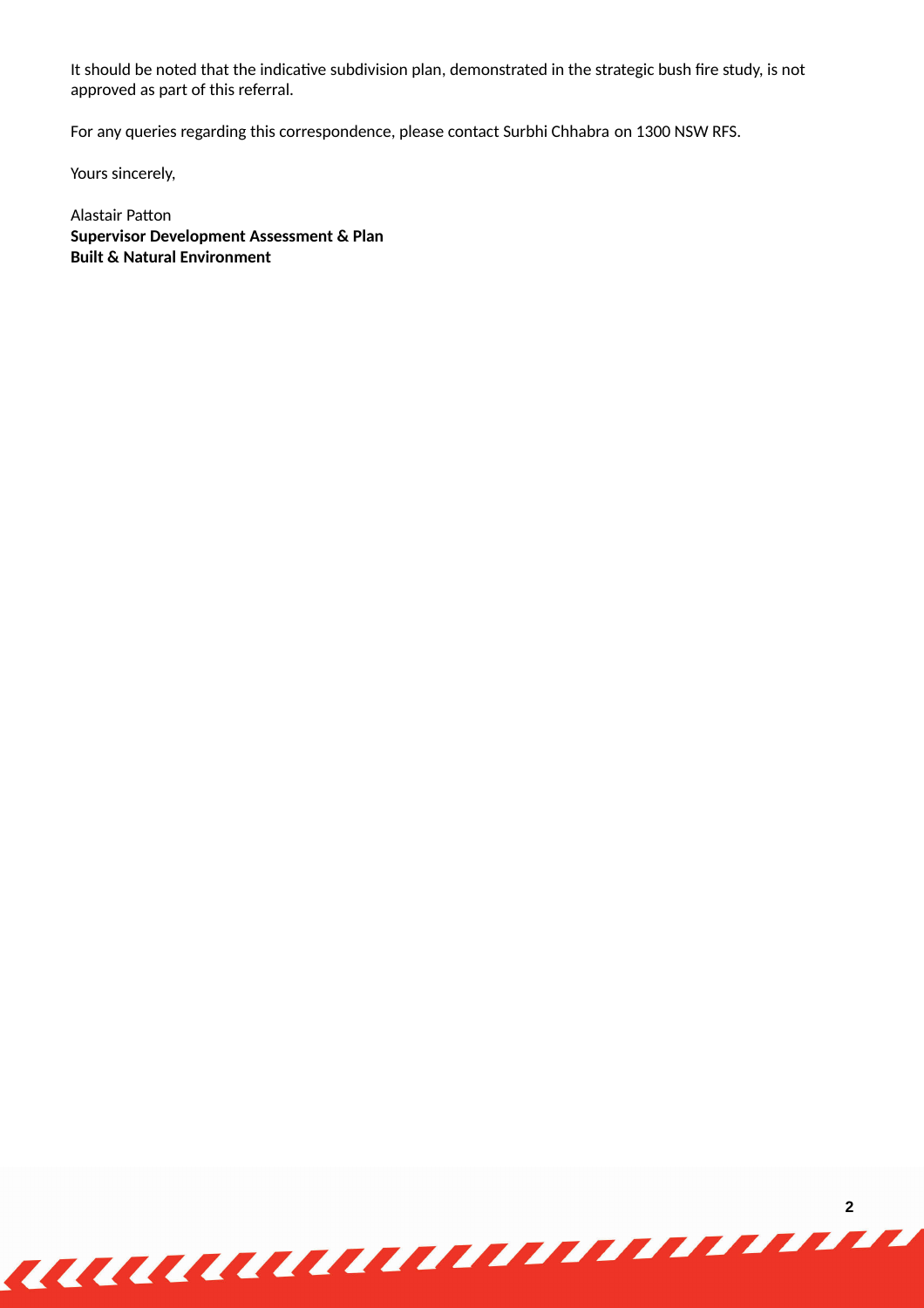It should be noted that the indicative subdivision plan, demonstrated in the strategic bush fire study, is not approved as part of this referral.

For any queries regarding this correspondence, please contact Surbhi Chhabra on 1300 NSW RFS.

Yours sincerely,

Alastair Patton
**Supervisor Development Assessment & Plan**
**Built & Natural Environment**